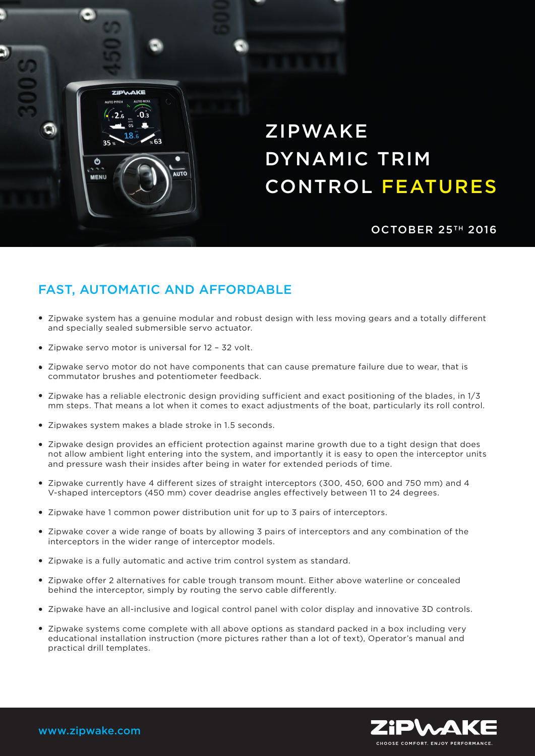# ZIPWAKE DYNAMIC TRIM CONTROL FEATURES

OCTOBER 25TH 2016

## FAST, AUTOMATIC AND AFFORDABLE

- Zipwake system has a genuine modular and robust design with less moving gears and a totally different and specially sealed submersible servo actuator.
- Zipwake servo motor is universal for 12 – 32 volt.
- Zipwake servo motor do not have components that can cause premature failure due to wear, that is commutator brushes and potentiometer feedback.
- Zipwake has a reliable electronic design providing sufficient and exact positioning of the blades, in 1/3 mm steps. That means a lot when it comes to exact adjustments of the boat, particularly its roll control.
- Zipwakes system makes a blade stroke in 1.5 seconds.
- Zipwake design provides an efficient protection against marine growth due to a tight design that does not allow ambient light entering into the system, and importantly it is easy to open the interceptor units and pressure wash their insides after being in water for extended periods of time.
- Zipwake currently have 4 different sizes of straight interceptors (300, 450, 600 and 750 mm) and 4 V-shaped interceptors (450 mm) cover deadrise angles effectively between 11 to 24 degrees.
- Zipwake have 1 common power distribution unit for up to 3 pairs of interceptors.
- Zipwake cover a wide range of boats by allowing 3 pairs of interceptors and any combination of the interceptors in the wider range of interceptor models.
- Zipwake is a fully automatic and active trim control system as standard.
- Zipwake offer 2 alternatives for cable trough transom mount. Either above waterline or concealed behind the interceptor, simply by routing the servo cable differently.
- Zipwake have an all-inclusive and logical control panel with color display and innovative 3D controls.
- Zipwake systems come complete with all above options as standard packed in a box including very educational installation instruction (more pictures rather than a lot of text), Operator's manual and practical drill templates.

www.zipwake.com

ZIPWAKE
CHOOSE COMFORT. ENJOY PERFORMANCE.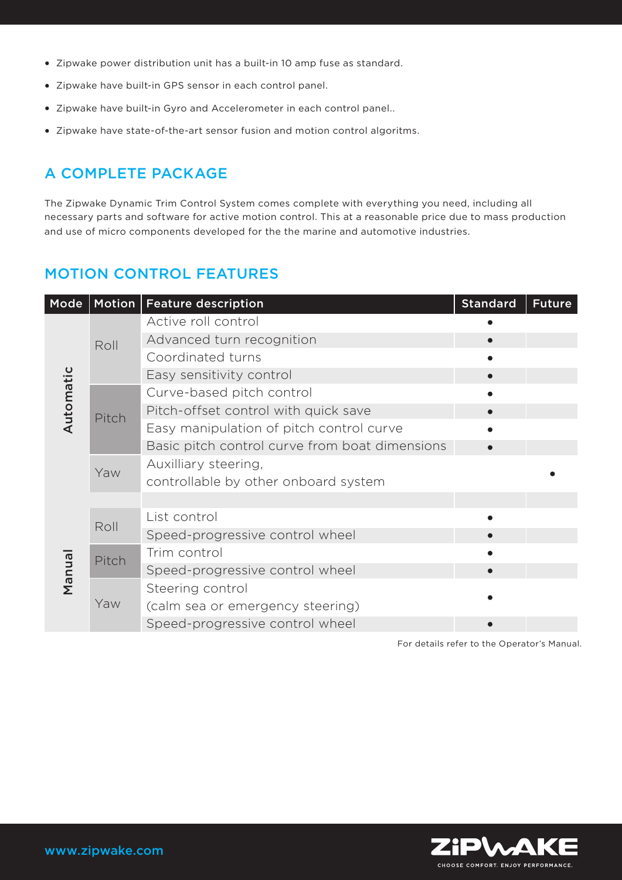- Zipwake power distribution unit has a built-in 10 amp fuse as standard.
- Zipwake have built-in GPS sensor in each control panel.
- Zipwake have built-in Gyro and Accelerometer in each control panel..
- Zipwake have state-of-the-art sensor fusion and motion control algoritms.

## A COMPLETE PACKAGE

The Zipwake Dynamic Trim Control System comes complete with everything you need, including all necessary parts and software for active motion control. This at a reasonable price due to mass production and use of micro components developed for the the marine and automotive industries.

## MOTION CONTROL FEATURES

| Mode | Motion | Feature description | Standard | Future |
|---|---|---|---|---|
| Automatic | Roll | Active roll control | • | |
| | | Advanced turn recognition | • | |
| | | Coordinated turns | • | |
| | | Easy sensitivity control | • | |
| | Pitch | Curve-based pitch control | • | |
| | | Pitch-offset control with quick save | • | |
| | | Easy manipulation of pitch control curve | • | |
| | | Basic pitch control curve from boat dimensions | • | |
| | Yaw | Auxilliary steering, controllable by other onboard system | | • |
| | | | | |
| Manual | Roll | List control | • | |
| | | Speed-progressive control wheel | • | |
| | Pitch | Trim control | • | |
| | | Speed-progressive control wheel | • | |
| | Yaw | Steering control (calm sea or emergency steering) | • | |
| | | Speed-progressive control wheel | • | |

For details refer to the Operator's Manual.

www.zipwake.com

ZIPWAKE
CHOOSE COMFORT. ENJOY PERFORMANCE.